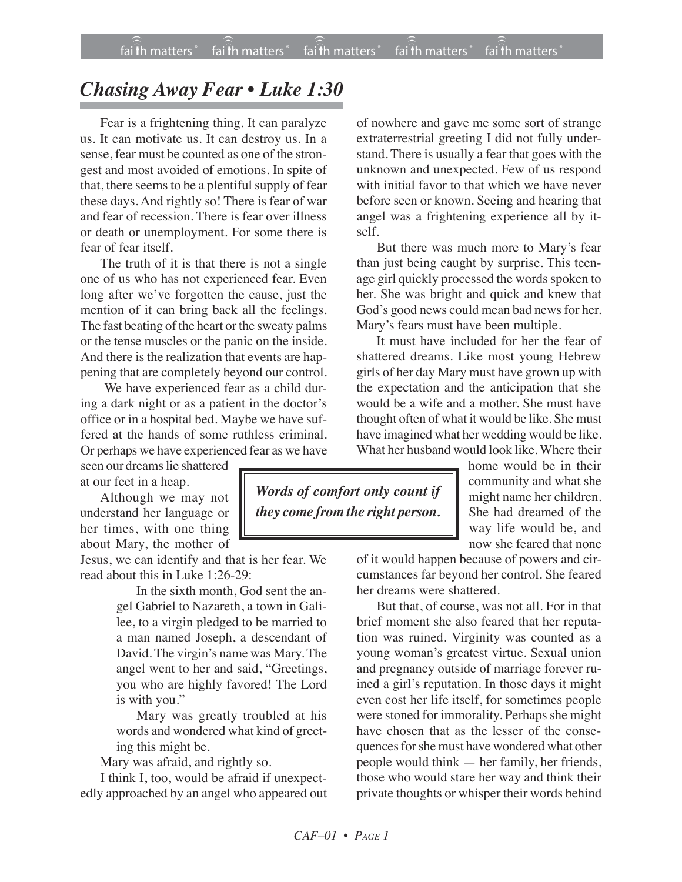# *Chasing Away Fear • Luke 1:30*

Fear is a frightening thing. It can paralyze us. It can motivate us. It can destroy us. In a sense, fear must be counted as one of the strongest and most avoided of emotions. In spite of that, there seems to be a plentiful supply of fear these days. And rightly so! There is fear of war and fear of recession. There is fear over illness or death or unemployment. For some there is fear of fear itself.

The truth of it is that there is not a single one of us who has not experienced fear. Even long after we've forgotten the cause, just the mention of it can bring back all the feelings. The fast beating of the heart or the sweaty palms or the tense muscles or the panic on the inside. And there is the realization that events are happening that are completely beyond our control.

We have experienced fear as a child during a dark night or as a patient in the doctor's office or in a hospital bed. Maybe we have suffered at the hands of some ruthless criminal. Or perhaps we have experienced fear as we have seen our dreams lie shattered at our feet in a heap.

Although we may not understand her language or her times, with one thing about Mary, the mother of Jesus, we can identify and that is her fear. We read about this in Luke 1:26-29:

> In the sixth month, God sent the angel Gabriel to Nazareth, a town in Galilee, to a virgin pledged to be married to a man named Joseph, a descendant of David. The virgin's name was Mary. The angel went to her and said, "Greetings, you who are highly favored! The Lord is with you."
>
> Mary was greatly troubled at his words and wondered what kind of greeting this might be.

Mary was afraid, and rightly so.

I think I, too, would be afraid if unexpectedly approached by an angel who appeared out of nowhere and gave me some sort of strange extraterrestrial greeting I did not fully understand. There is usually a fear that goes with the unknown and unexpected. Few of us respond with initial favor to that which we have never before seen or known. Seeing and hearing that angel was a frightening experience all by itself.

But there was much more to Mary's fear than just being caught by surprise. This teenage girl quickly processed the words spoken to her. She was bright and quick and knew that God's good news could mean bad news for her. Mary's fears must have been multiple.

It must have included for her the fear of shattered dreams. Like most young Hebrew girls of her day Mary must have grown up with the expectation and the anticipation that she would be a wife and a mother. She must have thought often of what it would be like. She must have imagined what her wedding would be like. What her husband would look like. Where their home would be in their community and what she might name her children. She had dreamed of the way life would be, and now she feared that none of it would happen because of powers and circumstances far beyond her control. She feared her dreams were shattered.

> ***Words of comfort only count if they come from the right person.***

But that, of course, was not all. For in that brief moment she also feared that her reputation was ruined. Virginity was counted as a young woman's greatest virtue. Sexual union and pregnancy outside of marriage forever ruined a girl's reputation. In those days it might even cost her life itself, for sometimes people were stoned for immorality. Perhaps she might have chosen that as the lesser of the consequences for she must have wondered what other people would think — her family, her friends, those who would stare her way and think their private thoughts or whisper their words behind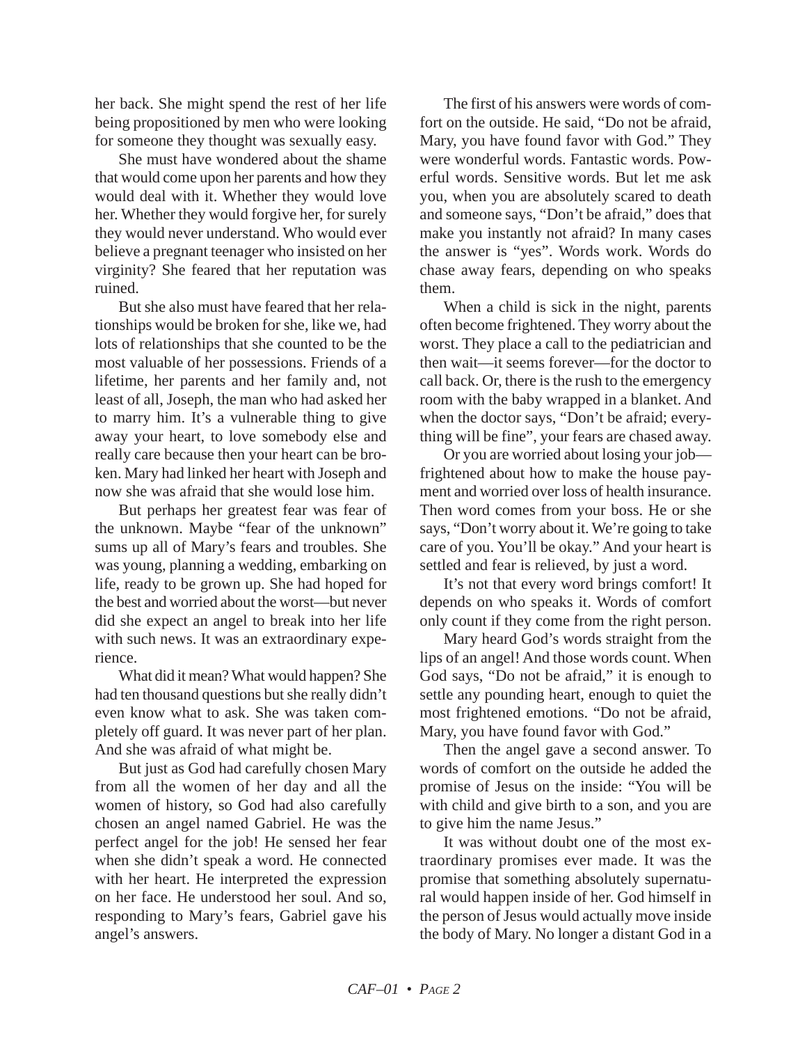her back. She might spend the rest of her life being propositioned by men who were looking for someone they thought was sexually easy.

She must have wondered about the shame that would come upon her parents and how they would deal with it. Whether they would love her. Whether they would forgive her, for surely they would never understand. Who would ever believe a pregnant teenager who insisted on her virginity? She feared that her reputation was ruined.

But she also must have feared that her relationships would be broken for she, like we, had lots of relationships that she counted to be the most valuable of her possessions. Friends of a lifetime, her parents and her family and, not least of all, Joseph, the man who had asked her to marry him. It's a vulnerable thing to give away your heart, to love somebody else and really care because then your heart can be broken. Mary had linked her heart with Joseph and now she was afraid that she would lose him.

But perhaps her greatest fear was fear of the unknown. Maybe "fear of the unknown" sums up all of Mary's fears and troubles. She was young, planning a wedding, embarking on life, ready to be grown up. She had hoped for the best and worried about the worst—but never did she expect an angel to break into her life with such news. It was an extraordinary experience.

What did it mean? What would happen? She had ten thousand questions but she really didn't even know what to ask. She was taken completely off guard. It was never part of her plan. And she was afraid of what might be.

But just as God had carefully chosen Mary from all the women of her day and all the women of history, so God had also carefully chosen an angel named Gabriel. He was the perfect angel for the job! He sensed her fear when she didn't speak a word. He connected with her heart. He interpreted the expression on her face. He understood her soul. And so, responding to Mary's fears, Gabriel gave his angel's answers.

The first of his answers were words of comfort on the outside. He said, "Do not be afraid, Mary, you have found favor with God." They were wonderful words. Fantastic words. Powerful words. Sensitive words. But let me ask you, when you are absolutely scared to death and someone says, "Don't be afraid," does that make you instantly not afraid? In many cases the answer is "yes". Words work. Words do chase away fears, depending on who speaks them.

When a child is sick in the night, parents often become frightened. They worry about the worst. They place a call to the pediatrician and then wait—it seems forever—for the doctor to call back. Or, there is the rush to the emergency room with the baby wrapped in a blanket. And when the doctor says, "Don't be afraid; everything will be fine", your fears are chased away.

Or you are worried about losing your job—frightened about how to make the house payment and worried over loss of health insurance. Then word comes from your boss. He or she says, "Don't worry about it. We're going to take care of you. You'll be okay." And your heart is settled and fear is relieved, by just a word.

It's not that every word brings comfort! It depends on who speaks it. Words of comfort only count if they come from the right person.

Mary heard God's words straight from the lips of an angel! And those words count. When God says, "Do not be afraid," it is enough to settle any pounding heart, enough to quiet the most frightened emotions. "Do not be afraid, Mary, you have found favor with God."

Then the angel gave a second answer. To words of comfort on the outside he added the promise of Jesus on the inside: "You will be with child and give birth to a son, and you are to give him the name Jesus."

It was without doubt one of the most extraordinary promises ever made. It was the promise that something absolutely supernatural would happen inside of her. God himself in the person of Jesus would actually move inside the body of Mary. No longer a distant God in a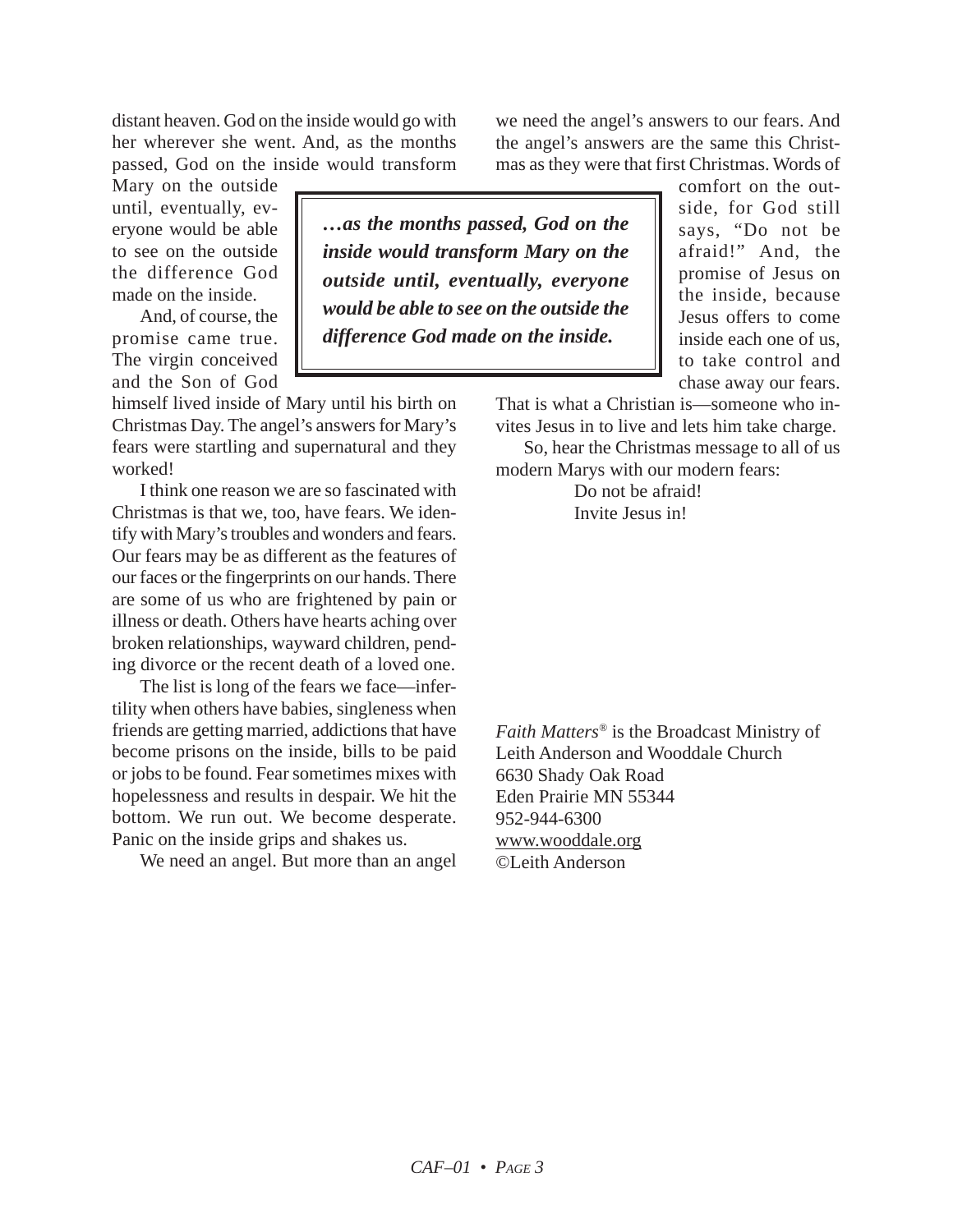distant heaven. God on the inside would go with her wherever she went. And, as the months passed, God on the inside would transform Mary on the outside until, eventually, everyone would be able to see on the outside the difference God made on the inside.

***…as the months passed, God on the inside would transform Mary on the outside until, eventually, everyone would be able to see on the outside the difference God made on the inside.***

And, of course, the promise came true. The virgin conceived and the Son of God himself lived inside of Mary until his birth on Christmas Day. The angel's answers for Mary's fears were startling and supernatural and they worked!

I think one reason we are so fascinated with Christmas is that we, too, have fears. We identify with Mary's troubles and wonders and fears. Our fears may be as different as the features of our faces or the fingerprints on our hands. There are some of us who are frightened by pain or illness or death. Others have hearts aching over broken relationships, wayward children, pending divorce or the recent death of a loved one.

The list is long of the fears we face—infertility when others have babies, singleness when friends are getting married, addictions that have become prisons on the inside, bills to be paid or jobs to be found. Fear sometimes mixes with hopelessness and results in despair. We hit the bottom. We run out. We become desperate. Panic on the inside grips and shakes us.

We need an angel. But more than an angel we need the angel's answers to our fears. And the angel's answers are the same this Christmas as they were that first Christmas. Words of comfort on the outside, for God still says, "Do not be afraid!" And, the promise of Jesus on the inside, because Jesus offers to come inside each one of us, to take control and chase away our fears. That is what a Christian is—someone who invites Jesus in to live and lets him take charge.

So, hear the Christmas message to all of us modern Marys with our modern fears:

Do not be afraid!
Invite Jesus in!

*Faith Matters*® is the Broadcast Ministry of
Leith Anderson and Wooddale Church
6630 Shady Oak Road
Eden Prairie MN 55344
952-944-6300
www.wooddale.org
©Leith Anderson